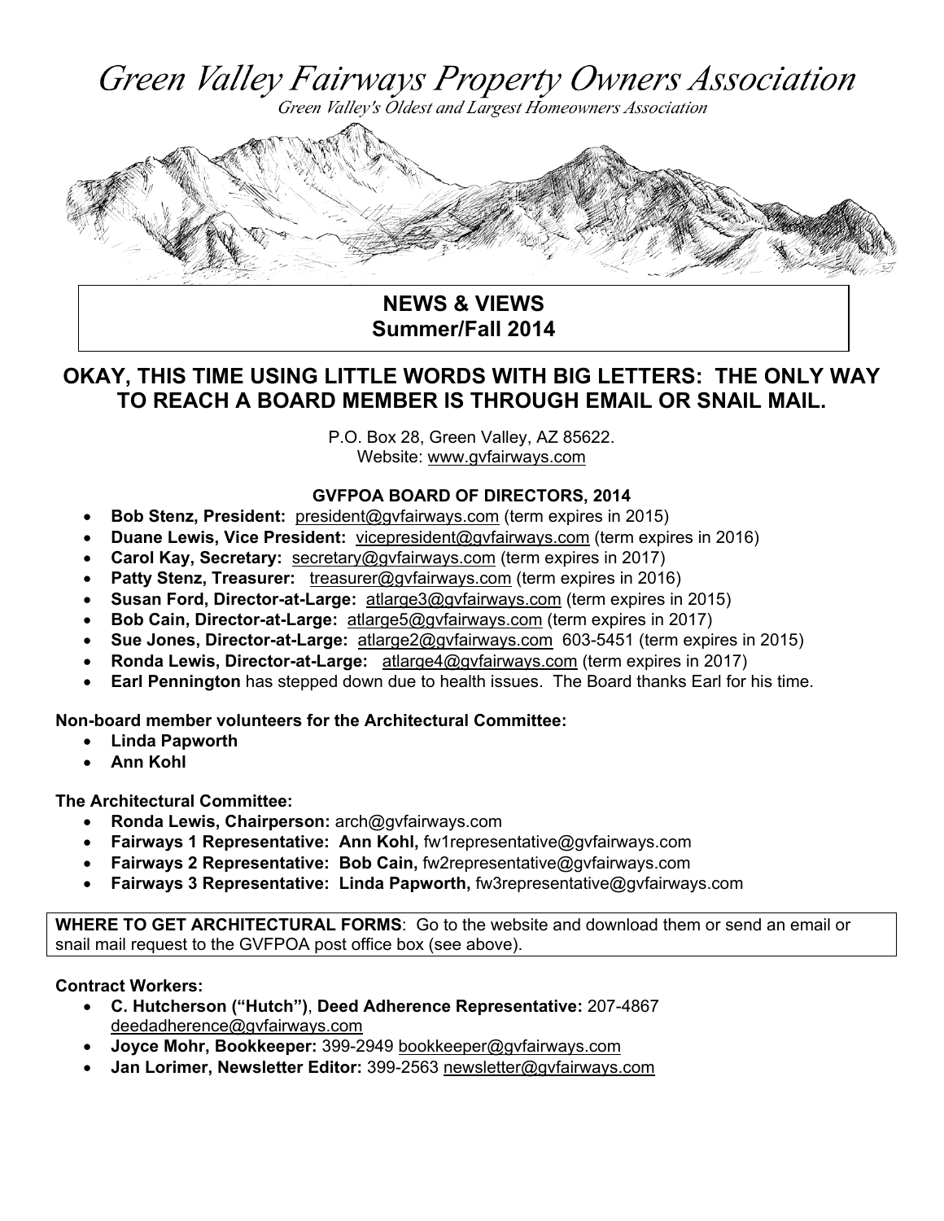# *Green Valley Fairways Property Owners Association*

*Green Valley's Oldest and Largest Homeowners Association*

**NEWS & VIEWS**
**Summer/Fall 2014**

## OKAY, THIS TIME USING LITTLE WORDS WITH BIG LETTERS: THE ONLY WAY TO REACH A BOARD MEMBER IS THROUGH EMAIL OR SNAIL MAIL.

P.O. Box 28, Green Valley, AZ 85622.
Website: www.gvfairways.com

### GVFPOA BOARD OF DIRECTORS, 2014

- **Bob Stenz, President:** president@gvfairways.com (term expires in 2015)
- **Duane Lewis, Vice President:** vicepresident@gvfairways.com (term expires in 2016)
- **Carol Kay, Secretary:** secretary@gvfairways.com (term expires in 2017)
- **Patty Stenz, Treasurer:** treasurer@gvfairways.com (term expires in 2016)
- **Susan Ford, Director-at-Large:** atlarge3@gvfairways.com (term expires in 2015)
- **Bob Cain, Director-at-Large:** atlarge5@gvfairways.com (term expires in 2017)
- **Sue Jones, Director-at-Large:** atlarge2@gvfairways.com 603-5451 (term expires in 2015)
- **Ronda Lewis, Director-at-Large:** atlarge4@gvfairways.com (term expires in 2017)
- **Earl Pennington** has stepped down due to health issues. The Board thanks Earl for his time.

**Non-board member volunteers for the Architectural Committee:**

- **Linda Papworth**
- **Ann Kohl**

**The Architectural Committee:**

- **Ronda Lewis, Chairperson:** arch@gvfairways.com
- **Fairways 1 Representative: Ann Kohl,** fw1representative@gvfairways.com
- **Fairways 2 Representative: Bob Cain,** fw2representative@gvfairways.com
- **Fairways 3 Representative: Linda Papworth,** fw3representative@gvfairways.com

**WHERE TO GET ARCHITECTURAL FORMS**: Go to the website and download them or send an email or snail mail request to the GVFPOA post office box (see above).

**Contract Workers:**

- **C. Hutcherson ("Hutch")**, **Deed Adherence Representative:** 207-4867 deedadherence@gvfairways.com
- **Joyce Mohr, Bookkeeper:** 399-2949 bookkeeper@gvfairways.com
- **Jan Lorimer, Newsletter Editor:** 399-2563 newsletter@gvfairways.com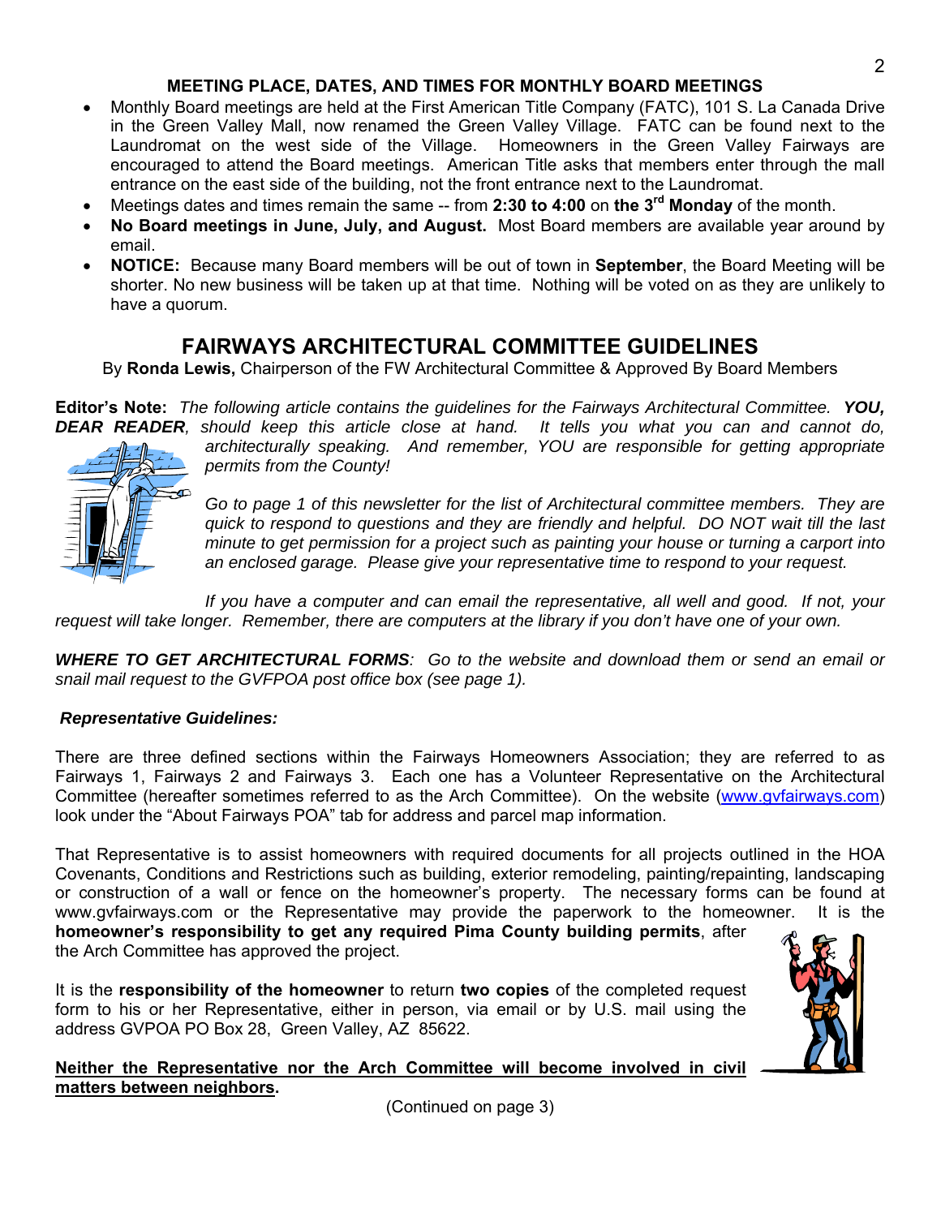## MEETING PLACE, DATES, AND TIMES FOR MONTHLY BOARD MEETINGS

- Monthly Board meetings are held at the First American Title Company (FATC), 101 S. La Canada Drive in the Green Valley Mall, now renamed the Green Valley Village. FATC can be found next to the Laundromat on the west side of the Village. Homeowners in the Green Valley Fairways are encouraged to attend the Board meetings. American Title asks that members enter through the mall entrance on the east side of the building, not the front entrance next to the Laundromat.
- Meetings dates and times remain the same -- from **2:30 to 4:00** on **the 3rd Monday** of the month.
- **No Board meetings in June, July, and August.** Most Board members are available year around by email.
- **NOTICE:** Because many Board members will be out of town in **September**, the Board Meeting will be shorter. No new business will be taken up at that time. Nothing will be voted on as they are unlikely to have a quorum.

# FAIRWAYS ARCHITECTURAL COMMITTEE GUIDELINES

By **Ronda Lewis,** Chairperson of the FW Architectural Committee & Approved By Board Members

**Editor's Note:** *The following article contains the guidelines for the Fairways Architectural Committee.* ***YOU, DEAR READER****, should keep this article close at hand. It tells you what you can and cannot do, architecturally speaking. And remember, YOU are responsible for getting appropriate permits from the County!*

*Go to page 1 of this newsletter for the list of Architectural committee members. They are quick to respond to questions and they are friendly and helpful. DO NOT wait till the last minute to get permission for a project such as painting your house or turning a carport into an enclosed garage. Please give your representative time to respond to your request.*

*If you have a computer and can email the representative, all well and good. If not, your request will take longer. Remember, there are computers at the library if you don't have one of your own.*

***WHERE TO GET ARCHITECTURAL FORMS****: Go to the website and download them or send an email or snail mail request to the GVFPOA post office box (see page 1).*

***Representative Guidelines:***

There are three defined sections within the Fairways Homeowners Association; they are referred to as Fairways 1, Fairways 2 and Fairways 3. Each one has a Volunteer Representative on the Architectural Committee (hereafter sometimes referred to as the Arch Committee). On the website (www.gvfairways.com) look under the "About Fairways POA" tab for address and parcel map information.

That Representative is to assist homeowners with required documents for all projects outlined in the HOA Covenants, Conditions and Restrictions such as building, exterior remodeling, painting/repainting, landscaping or construction of a wall or fence on the homeowner's property. The necessary forms can be found at www.gvfairways.com or the Representative may provide the paperwork to the homeowner. It is the **homeowner's responsibility to get any required Pima County building permits**, after the Arch Committee has approved the project.

It is the **responsibility of the homeowner** to return **two copies** of the completed request form to his or her Representative, either in person, via email or by U.S. mail using the address GVPOA PO Box 28, Green Valley, AZ 85622.

**<u>Neither the Representative nor the Arch Committee will become involved in civil matters between neighbors</u>.**

(Continued on page 3)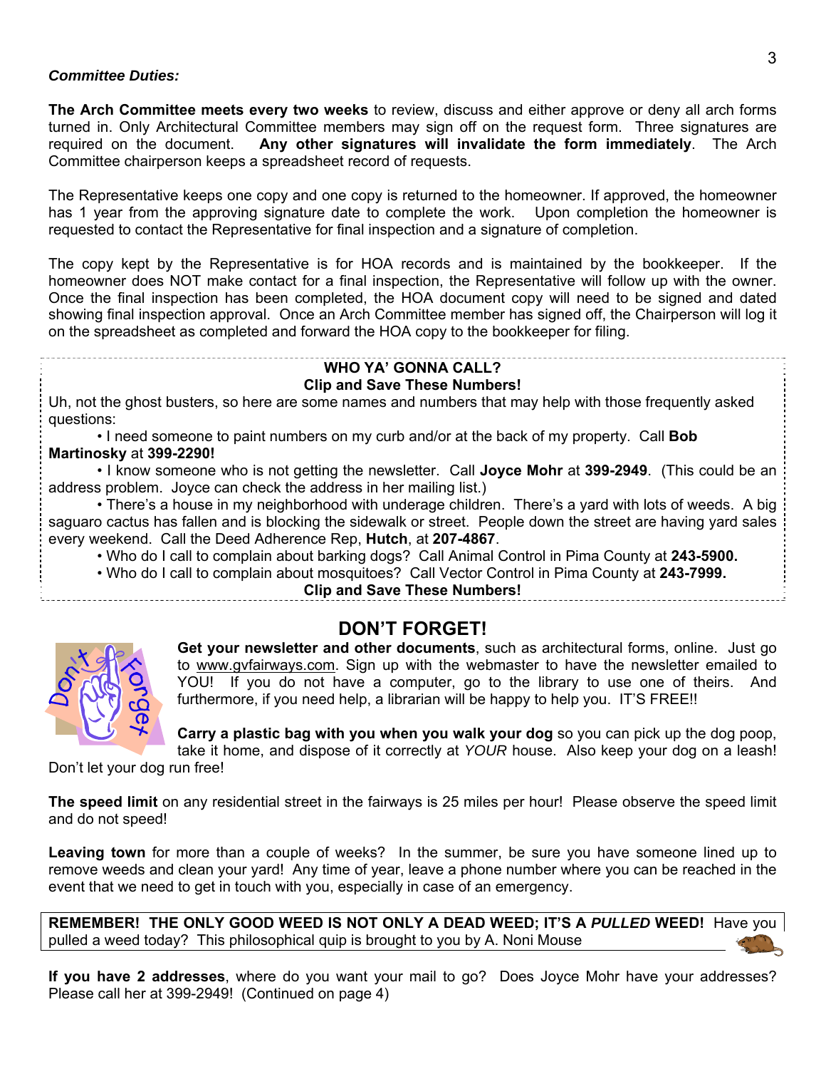***Committee Duties:***

**The Arch Committee meets every two weeks** to review, discuss and either approve or deny all arch forms turned in. Only Architectural Committee members may sign off on the request form. Three signatures are required on the document. **Any other signatures will invalidate the form immediately**. The Arch Committee chairperson keeps a spreadsheet record of requests.

The Representative keeps one copy and one copy is returned to the homeowner. If approved, the homeowner has 1 year from the approving signature date to complete the work. Upon completion the homeowner is requested to contact the Representative for final inspection and a signature of completion.

The copy kept by the Representative is for HOA records and is maintained by the bookkeeper. If the homeowner does NOT make contact for a final inspection, the Representative will follow up with the owner. Once the final inspection has been completed, the HOA document copy will need to be signed and dated showing final inspection approval. Once an Arch Committee member has signed off, the Chairperson will log it on the spreadsheet as completed and forward the HOA copy to the bookkeeper for filing.

---

**WHO YA' GONNA CALL?**
**Clip and Save These Numbers!**

Uh, not the ghost busters, so here are some names and numbers that may help with those frequently asked questions:

- I need someone to paint numbers on my curb and/or at the back of my property. Call **Bob Martinosky** at **399-2290!**
- I know someone who is not getting the newsletter. Call **Joyce Mohr** at **399-2949**. (This could be an address problem. Joyce can check the address in her mailing list.)
- There's a house in my neighborhood with underage children. There's a yard with lots of weeds. A big saguaro cactus has fallen and is blocking the sidewalk or street. People down the street are having yard sales every weekend. Call the Deed Adherence Rep, **Hutch**, at **207-4867**.
- Who do I call to complain about barking dogs? Call Animal Control in Pima County at **243-5900.**
- Who do I call to complain about mosquitoes? Call Vector Control in Pima County at **243-7999.**

**Clip and Save These Numbers!**

---

## DON'T FORGET!

**Get your newsletter and other documents**, such as architectural forms, online. Just go to www.gvfairways.com. Sign up with the webmaster to have the newsletter emailed to YOU! If you do not have a computer, go to the library to use one of theirs. And furthermore, if you need help, a librarian will be happy to help you. IT'S FREE!!

**Carry a plastic bag with you when you walk your dog** so you can pick up the dog poop, take it home, and dispose of it correctly at *YOUR* house. Also keep your dog on a leash! Don't let your dog run free!

**The speed limit** on any residential street in the fairways is 25 miles per hour! Please observe the speed limit and do not speed!

**Leaving town** for more than a couple of weeks? In the summer, be sure you have someone lined up to remove weeds and clean your yard! Any time of year, leave a phone number where you can be reached in the event that we need to get in touch with you, especially in case of an emergency.

**REMEMBER! THE ONLY GOOD WEED IS NOT ONLY A DEAD WEED; IT'S A *PULLED* WEED!** Have you pulled a weed today? This philosophical quip is brought to you by A. Noni Mouse

**If you have 2 addresses**, where do you want your mail to go? Does Joyce Mohr have your addresses? Please call her at 399-2949! (Continued on page 4)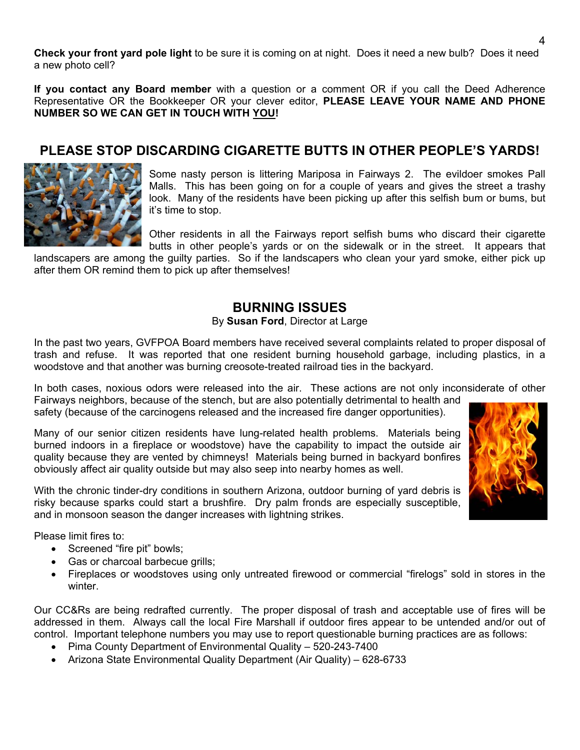**Check your front yard pole light** to be sure it is coming on at night. Does it need a new bulb? Does it need a new photo cell?

**If you contact any Board member** with a question or a comment OR if you call the Deed Adherence Representative OR the Bookkeeper OR your clever editor, **PLEASE LEAVE YOUR NAME AND PHONE NUMBER SO WE CAN GET IN TOUCH WITH YOU!**

## PLEASE STOP DISCARDING CIGARETTE BUTTS IN OTHER PEOPLE'S YARDS!

Some nasty person is littering Mariposa in Fairways 2. The evildoer smokes Pall Malls. This has been going on for a couple of years and gives the street a trashy look. Many of the residents have been picking up after this selfish bum or bums, but it's time to stop.

Other residents in all the Fairways report selfish bums who discard their cigarette butts in other people's yards or on the sidewalk or in the street. It appears that landscapers are among the guilty parties. So if the landscapers who clean your yard smoke, either pick up after them OR remind them to pick up after themselves!

## BURNING ISSUES

By **Susan Ford**, Director at Large

In the past two years, GVFPOA Board members have received several complaints related to proper disposal of trash and refuse. It was reported that one resident burning household garbage, including plastics, in a woodstove and that another was burning creosote-treated railroad ties in the backyard.

In both cases, noxious odors were released into the air. These actions are not only inconsiderate of other Fairways neighbors, because of the stench, but are also potentially detrimental to health and safety (because of the carcinogens released and the increased fire danger opportunities).

Many of our senior citizen residents have lung-related health problems. Materials being burned indoors in a fireplace or woodstove) have the capability to impact the outside air quality because they are vented by chimneys! Materials being burned in backyard bonfires obviously affect air quality outside but may also seep into nearby homes as well.

With the chronic tinder-dry conditions in southern Arizona, outdoor burning of yard debris is risky because sparks could start a brushfire. Dry palm fronds are especially susceptible, and in monsoon season the danger increases with lightning strikes.

Please limit fires to:

- Screened "fire pit" bowls;
- Gas or charcoal barbecue grills;
- Fireplaces or woodstoves using only untreated firewood or commercial "firelogs" sold in stores in the winter.

Our CC&Rs are being redrafted currently. The proper disposal of trash and acceptable use of fires will be addressed in them. Always call the local Fire Marshall if outdoor fires appear to be untended and/or out of control. Important telephone numbers you may use to report questionable burning practices are as follows:

- Pima County Department of Environmental Quality – 520-243-7400
- Arizona State Environmental Quality Department (Air Quality) – 628-6733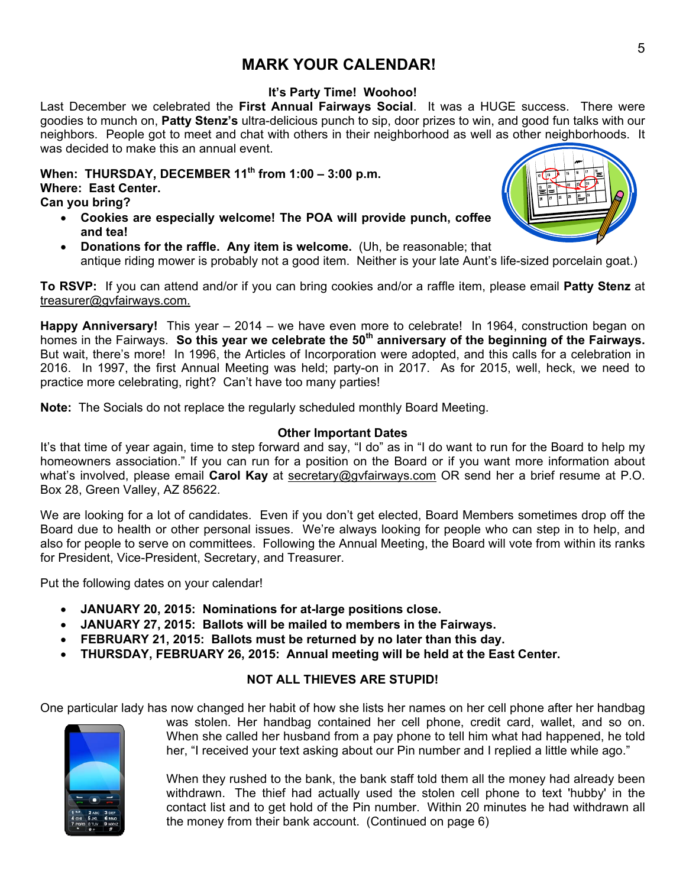# MARK YOUR CALENDAR!

### It's Party Time! Woohoo!

Last December we celebrated the **First Annual Fairways Social**. It was a HUGE success. There were goodies to munch on, **Patty Stenz's** ultra-delicious punch to sip, door prizes to win, and good fun talks with our neighbors. People got to meet and chat with others in their neighborhood as well as other neighborhoods. It was decided to make this an annual event.

**When: THURSDAY, DECEMBER 11th from 1:00 – 3:00 p.m.**
**Where: East Center.**
**Can you bring?**

- **Cookies are especially welcome! The POA will provide punch, coffee and tea!**
- **Donations for the raffle. Any item is welcome.** (Uh, be reasonable; that antique riding mower is probably not a good item. Neither is your late Aunt's life-sized porcelain goat.)

**To RSVP:** If you can attend and/or if you can bring cookies and/or a raffle item, please email **Patty Stenz** at treasurer@gvfairways.com.

**Happy Anniversary!** This year – 2014 – we have even more to celebrate! In 1964, construction began on homes in the Fairways. **So this year we celebrate the 50th anniversary of the beginning of the Fairways.** But wait, there's more! In 1996, the Articles of Incorporation were adopted, and this calls for a celebration in 2016. In 1997, the first Annual Meeting was held; party-on in 2017. As for 2015, well, heck, we need to practice more celebrating, right? Can't have too many parties!

**Note:** The Socials do not replace the regularly scheduled monthly Board Meeting.

### Other Important Dates

It's that time of year again, time to step forward and say, "I do" as in "I do want to run for the Board to help my homeowners association." If you can run for a position on the Board or if you want more information about what's involved, please email **Carol Kay** at secretary@gvfairways.com OR send her a brief resume at P.O. Box 28, Green Valley, AZ 85622.

We are looking for a lot of candidates. Even if you don't get elected, Board Members sometimes drop off the Board due to health or other personal issues. We're always looking for people who can step in to help, and also for people to serve on committees. Following the Annual Meeting, the Board will vote from within its ranks for President, Vice-President, Secretary, and Treasurer.

Put the following dates on your calendar!

- **JANUARY 20, 2015: Nominations for at-large positions close.**
- **JANUARY 27, 2015: Ballots will be mailed to members in the Fairways.**
- **FEBRUARY 21, 2015: Ballots must be returned by no later than this day.**
- **THURSDAY, FEBRUARY 26, 2015: Annual meeting will be held at the East Center.**

### NOT ALL THIEVES ARE STUPID!

One particular lady has now changed her habit of how she lists her names on her cell phone after her handbag was stolen. Her handbag contained her cell phone, credit card, wallet, and so on. When she called her husband from a pay phone to tell him what had happened, he told her, "I received your text asking about our Pin number and I replied a little while ago."

When they rushed to the bank, the bank staff told them all the money had already been withdrawn. The thief had actually used the stolen cell phone to text 'hubby' in the contact list and to get hold of the Pin number. Within 20 minutes he had withdrawn all the money from their bank account. (Continued on page 6)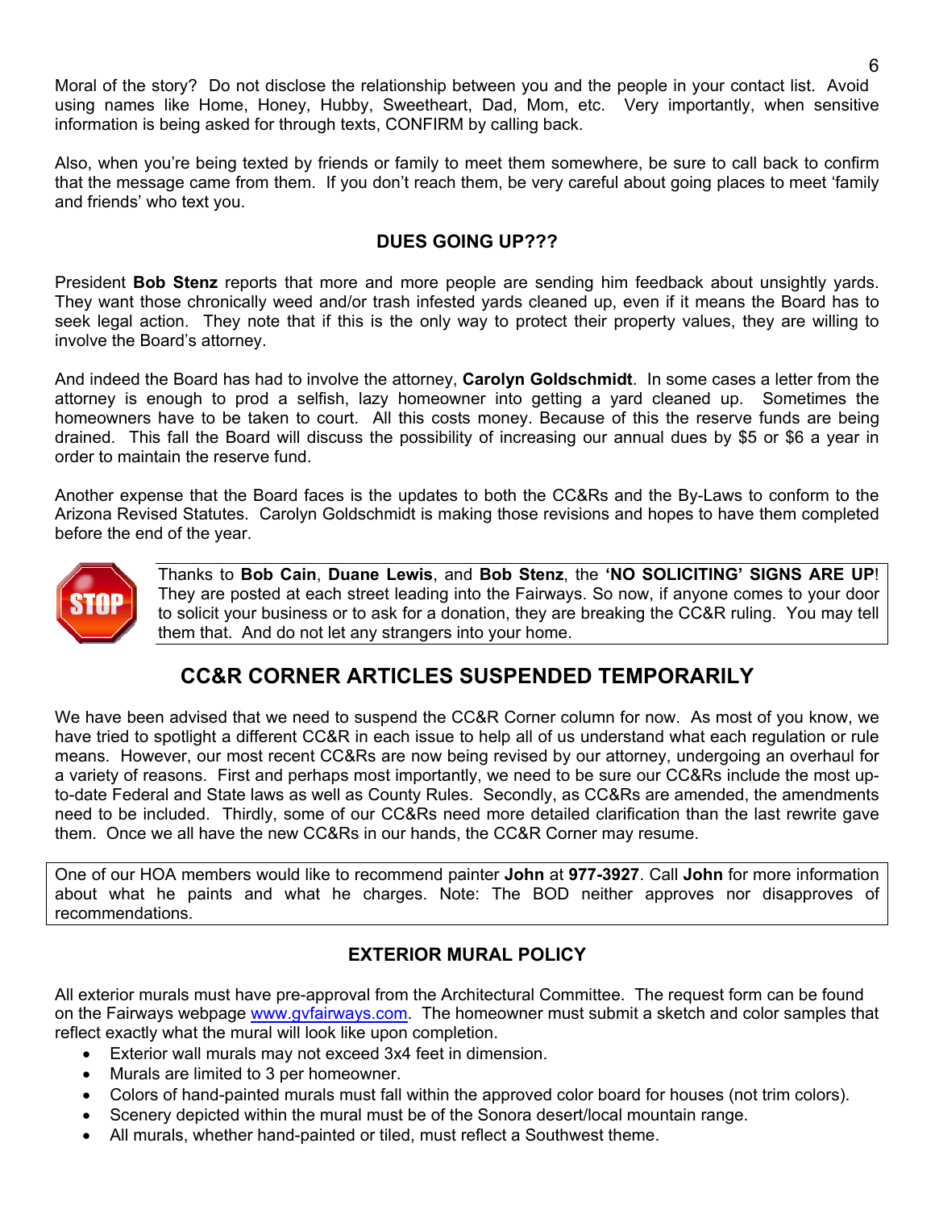Moral of the story? Do not disclose the relationship between you and the people in your contact list. Avoid using names like Home, Honey, Hubby, Sweetheart, Dad, Mom, etc. Very importantly, when sensitive information is being asked for through texts, CONFIRM by calling back.

Also, when you're being texted by friends or family to meet them somewhere, be sure to call back to confirm that the message came from them. If you don't reach them, be very careful about going places to meet 'family and friends' who text you.

### DUES GOING UP???

President **Bob Stenz** reports that more and more people are sending him feedback about unsightly yards. They want those chronically weed and/or trash infested yards cleaned up, even if it means the Board has to seek legal action. They note that if this is the only way to protect their property values, they are willing to involve the Board's attorney.

And indeed the Board has had to involve the attorney, **Carolyn Goldschmidt**. In some cases a letter from the attorney is enough to prod a selfish, lazy homeowner into getting a yard cleaned up. Sometimes the homeowners have to be taken to court. All this costs money. Because of this the reserve funds are being drained. This fall the Board will discuss the possibility of increasing our annual dues by $5 or $6 a year in order to maintain the reserve fund.

Another expense that the Board faces is the updates to both the CC&Rs and the By-Laws to conform to the Arizona Revised Statutes. Carolyn Goldschmidt is making those revisions and hopes to have them completed before the end of the year.

Thanks to **Bob Cain**, **Duane Lewis**, and **Bob Stenz**, the **'NO SOLICITING' SIGNS ARE UP**! They are posted at each street leading into the Fairways. So now, if anyone comes to your door to solicit your business or to ask for a donation, they are breaking the CC&R ruling. You may tell them that. And do not let any strangers into your home.

## CC&R CORNER ARTICLES SUSPENDED TEMPORARILY

We have been advised that we need to suspend the CC&R Corner column for now. As most of you know, we have tried to spotlight a different CC&R in each issue to help all of us understand what each regulation or rule means. However, our most recent CC&Rs are now being revised by our attorney, undergoing an overhaul for a variety of reasons. First and perhaps most importantly, we need to be sure our CC&Rs include the most up-to-date Federal and State laws as well as County Rules. Secondly, as CC&Rs are amended, the amendments need to be included. Thirdly, some of our CC&Rs need more detailed clarification than the last rewrite gave them. Once we all have the new CC&Rs in our hands, the CC&R Corner may resume.

One of our HOA members would like to recommend painter **John** at **977-3927**. Call **John** for more information about what he paints and what he charges. Note: The BOD neither approves nor disapproves of recommendations.

### EXTERIOR MURAL POLICY

All exterior murals must have pre-approval from the Architectural Committee. The request form can be found on the Fairways webpage www.gvfairways.com. The homeowner must submit a sketch and color samples that reflect exactly what the mural will look like upon completion.

- Exterior wall murals may not exceed 3x4 feet in dimension.
- Murals are limited to 3 per homeowner.
- Colors of hand-painted murals must fall within the approved color board for houses (not trim colors).
- Scenery depicted within the mural must be of the Sonora desert/local mountain range.
- All murals, whether hand-painted or tiled, must reflect a Southwest theme.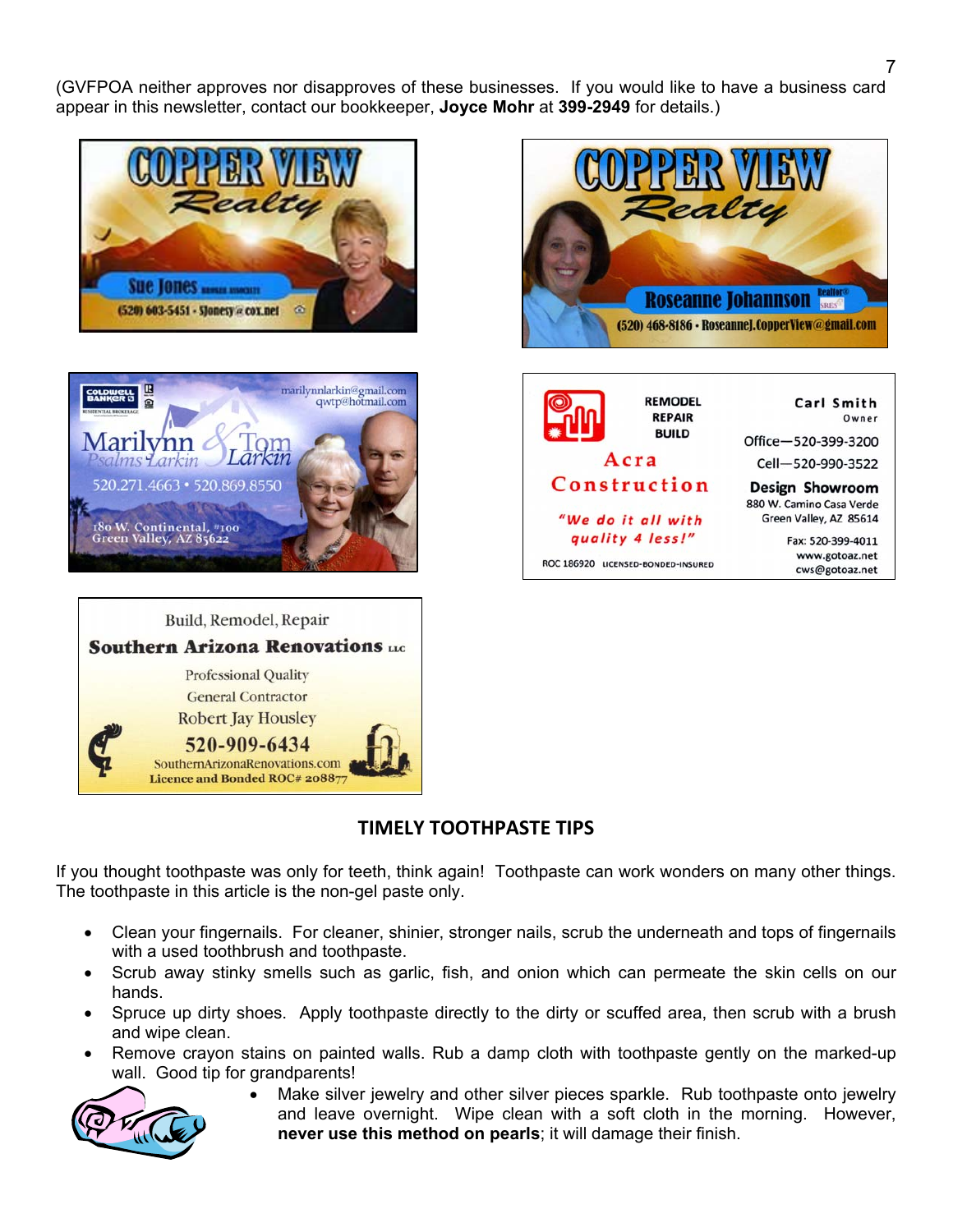(GVFPOA neither approves nor disapproves of these businesses. If you would like to have a business card appear in this newsletter, contact our bookkeeper, **Joyce Mohr** at **399-2949** for details.)

COPPER VIEW Realty
Sue Jones
(520) 603-5451 · Sjonesy@cox.net

COPPER VIEW Realty
Roseanne Johannson Realtor® SRES
(520) 468-8186 · RoseanneJ.CopperView@gmail.com

Coldwell Banker Residential Brokerage
marilynnlarkin@gmail.com
qwtp@hotmail.com
Marilynn Psalms Larkin & Tom Larkin
520.271.4663 • 520.869.8550
180 W. Continental, #100
Green Valley, AZ 85622

REMODEL
REPAIR
BUILD
Acra Construction
"We do it all with quality 4 less!"
ROC 186920 LICENSED-BONDED-INSURED
Carl Smith
Owner
Office—520-399-3200
Cell—520-990-3522
Design Showroom
880 W. Camino Casa Verde
Green Valley, AZ 85614
Fax: 520-399-4011
www.gotoaz.net
cws@gotoaz.net

Build, Remodel, Repair
Southern Arizona Renovations LLC
Professional Quality
General Contractor
Robert Jay Housley
520-909-6434
SouthernArizonaRenovations.com
Licence and Bonded ROC# 208877

## TIMELY TOOTHPASTE TIPS

If you thought toothpaste was only for teeth, think again! Toothpaste can work wonders on many other things. The toothpaste in this article is the non-gel paste only.

- Clean your fingernails. For cleaner, shinier, stronger nails, scrub the underneath and tops of fingernails with a used toothbrush and toothpaste.
- Scrub away stinky smells such as garlic, fish, and onion which can permeate the skin cells on our hands.
- Spruce up dirty shoes. Apply toothpaste directly to the dirty or scuffed area, then scrub with a brush and wipe clean.
- Remove crayon stains on painted walls. Rub a damp cloth with toothpaste gently on the marked-up wall. Good tip for grandparents!
- Make silver jewelry and other silver pieces sparkle. Rub toothpaste onto jewelry and leave overnight. Wipe clean with a soft cloth in the morning. However, **never use this method on pearls**; it will damage their finish.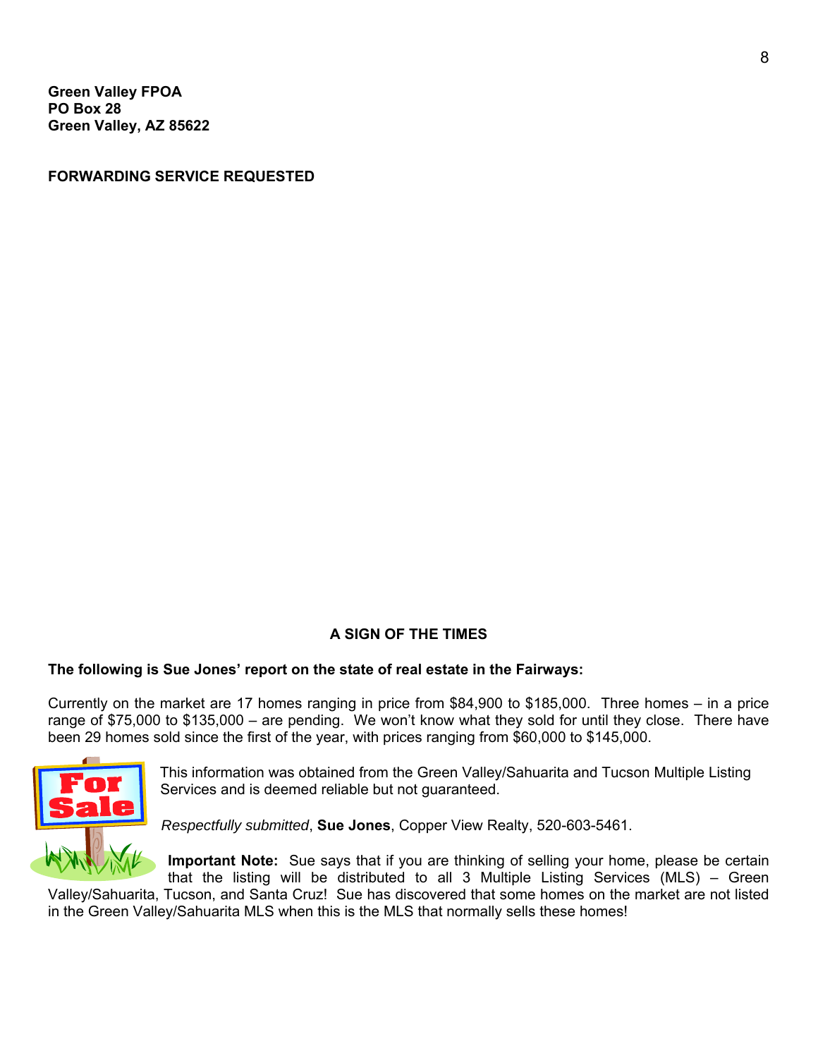**Green Valley FPOA**
**PO Box 28**
**Green Valley, AZ 85622**

**FORWARDING SERVICE REQUESTED**

## A SIGN OF THE TIMES

**The following is Sue Jones' report on the state of real estate in the Fairways:**

Currently on the market are 17 homes ranging in price from $84,900 to $185,000. Three homes – in a price range of $75,000 to $135,000 – are pending. We won't know what they sold for until they close. There have been 29 homes sold since the first of the year, with prices ranging from $60,000 to $145,000.

This information was obtained from the Green Valley/Sahuarita and Tucson Multiple Listing Services and is deemed reliable but not guaranteed.

*Respectfully submitted*, **Sue Jones**, Copper View Realty, 520-603-5461.

**Important Note:** Sue says that if you are thinking of selling your home, please be certain that the listing will be distributed to all 3 Multiple Listing Services (MLS) – Green Valley/Sahuarita, Tucson, and Santa Cruz! Sue has discovered that some homes on the market are not listed in the Green Valley/Sahuarita MLS when this is the MLS that normally sells these homes!